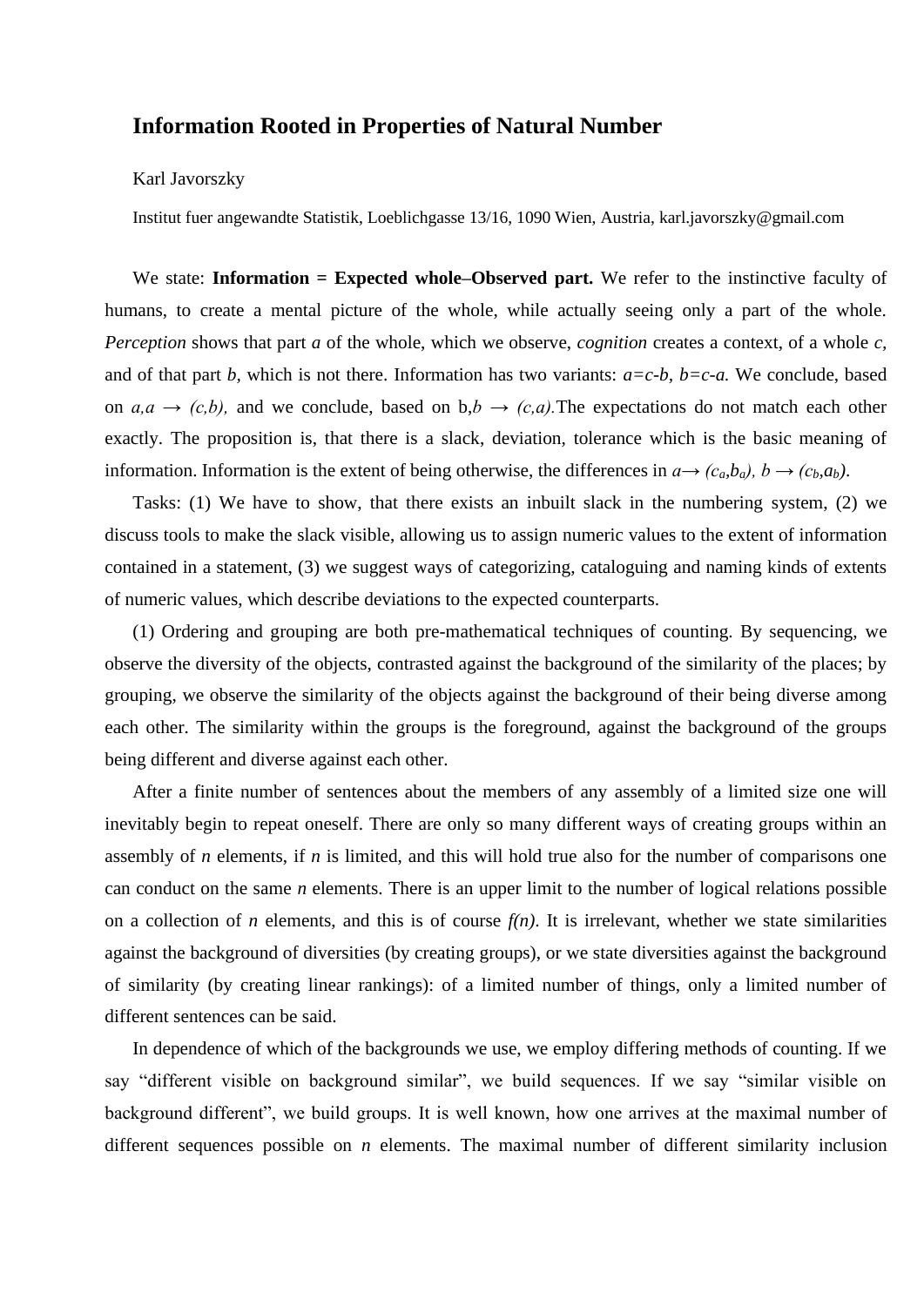# Information Rooted in Properties of Natural Number

Karl Javorszky

Institut fuer angewandte Statistik, Loeblichgasse 13/16, 1090 Wien, Austria, karl.javorszky@gmail.com

We state: **Information = Expected whole–Observed part.** We refer to the instinctive faculty of humans, to create a mental picture of the whole, while actually seeing only a part of the whole. *Perception* shows that part *a* of the whole, which we observe, *cognition* creates a context, of a whole *c*, and of that part *b*, which is not there. Information has two variants: $a=c-b$, $b=c-a$. We conclude, based on $a,a \rightarrow (c,b)$, and we conclude, based on $b,b \rightarrow (c,a)$. The expectations do not match each other exactly. The proposition is, that there is a slack, deviation, tolerance which is the basic meaning of information. Information is the extent of being otherwise, the differences in $a\rightarrow (c_a,b_a)$, $b \rightarrow (c_b,a_b)$.

Tasks: (1) We have to show, that there exists an inbuilt slack in the numbering system, (2) we discuss tools to make the slack visible, allowing us to assign numeric values to the extent of information contained in a statement, (3) we suggest ways of categorizing, cataloguing and naming kinds of extents of numeric values, which describe deviations to the expected counterparts.

(1) Ordering and grouping are both pre-mathematical techniques of counting. By sequencing, we observe the diversity of the objects, contrasted against the background of the similarity of the places; by grouping, we observe the similarity of the objects against the background of their being diverse among each other. The similarity within the groups is the foreground, against the background of the groups being different and diverse against each other.

After a finite number of sentences about the members of any assembly of a limited size one will inevitably begin to repeat oneself. There are only so many different ways of creating groups within an assembly of *n* elements, if *n* is limited, and this will hold true also for the number of comparisons one can conduct on the same *n* elements. There is an upper limit to the number of logical relations possible on a collection of *n* elements, and this is of course $f(n)$. It is irrelevant, whether we state similarities against the background of diversities (by creating groups), or we state diversities against the background of similarity (by creating linear rankings): of a limited number of things, only a limited number of different sentences can be said.

In dependence of which of the backgrounds we use, we employ differing methods of counting. If we say "different visible on background similar", we build sequences. If we say "similar visible on background different", we build groups. It is well known, how one arrives at the maximal number of different sequences possible on *n* elements. The maximal number of different similarity inclusion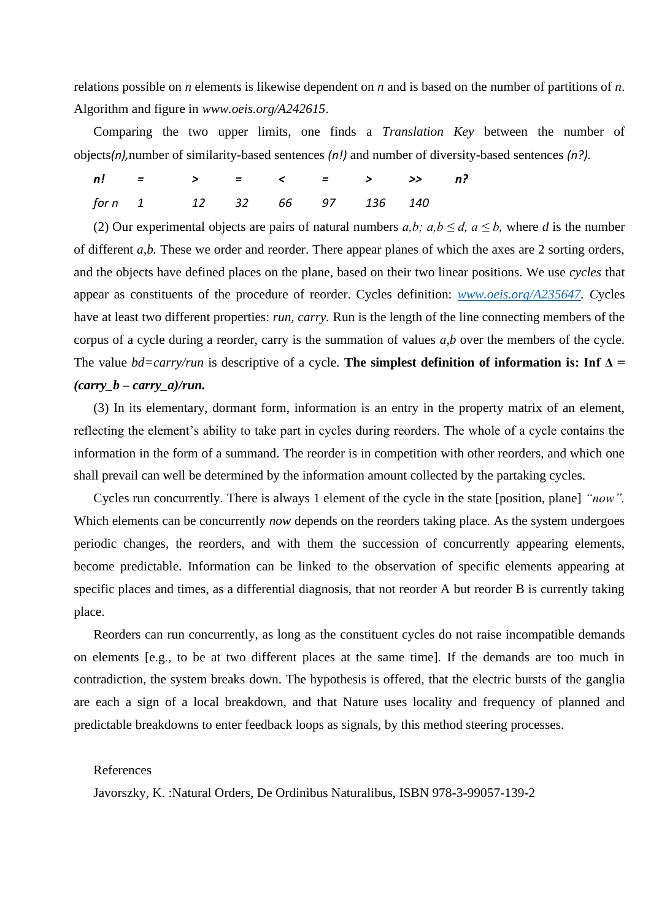relations possible on *n* elements is likewise dependent on *n* and is based on the number of partitions of *n*. Algorithm and figure in *www.oeis.org/A242615*.

Comparing the two upper limits, one finds a *Translation Key* between the number of objects*(n),*number of similarity-based sentences *(n!)* and number of diversity-based sentences *(n?).*

| | | | | | | | | |
|---|---|---|---|---|---|---|---|---|
| ***n!*** | ***=*** | ***>*** | ***=*** | ***<*** | ***=*** | ***>*** | ***>>*** | ***n?*** |
| *for n* | *1* | *12* | *32* | *66* | *97* | *136* | *140* | |

(2) Our experimental objects are pairs of natural numbers $a,b;\ a,b \leq d,\ a \leq b,$ where *d* is the number of different *a,b.* These we order and reorder. There appear planes of which the axes are 2 sorting orders, and the objects have defined places on the plane, based on their two linear positions. We use *cycles* that appear as constituents of the procedure of reorder. Cycles definition: *www.oeis.org/A235647*. *C*ycles have at least two different properties: *run, carry.* Run is the length of the line connecting members of the corpus of a cycle during a reorder, carry is the summation of values *a,b* over the members of the cycle. The value *bd=carry/run* is descriptive of a cycle. **The simplest definition of information is: Inf Δ = *(carry_b – carry_a)/run.***

(3) In its elementary, dormant form, information is an entry in the property matrix of an element, reflecting the element's ability to take part in cycles during reorders. The whole of a cycle contains the information in the form of a summand. The reorder is in competition with other reorders, and which one shall prevail can well be determined by the information amount collected by the partaking cycles.

Cycles run concurrently. There is always 1 element of the cycle in the state [position, plane] *"now".* Which elements can be concurrently *now* depends on the reorders taking place. As the system undergoes periodic changes, the reorders, and with them the succession of concurrently appearing elements, become predictable. Information can be linked to the observation of specific elements appearing at specific places and times, as a differential diagnosis, that not reorder A but reorder B is currently taking place.

Reorders can run concurrently, as long as the constituent cycles do not raise incompatible demands on elements [e.g., to be at two different places at the same time]. If the demands are too much in contradiction, the system breaks down. The hypothesis is offered, that the electric bursts of the ganglia are each a sign of a local breakdown, and that Nature uses locality and frequency of planned and predictable breakdowns to enter feedback loops as signals, by this method steering processes.

References

Javorszky, K. :Natural Orders, De Ordinibus Naturalibus, ISBN 978-3-99057-139-2